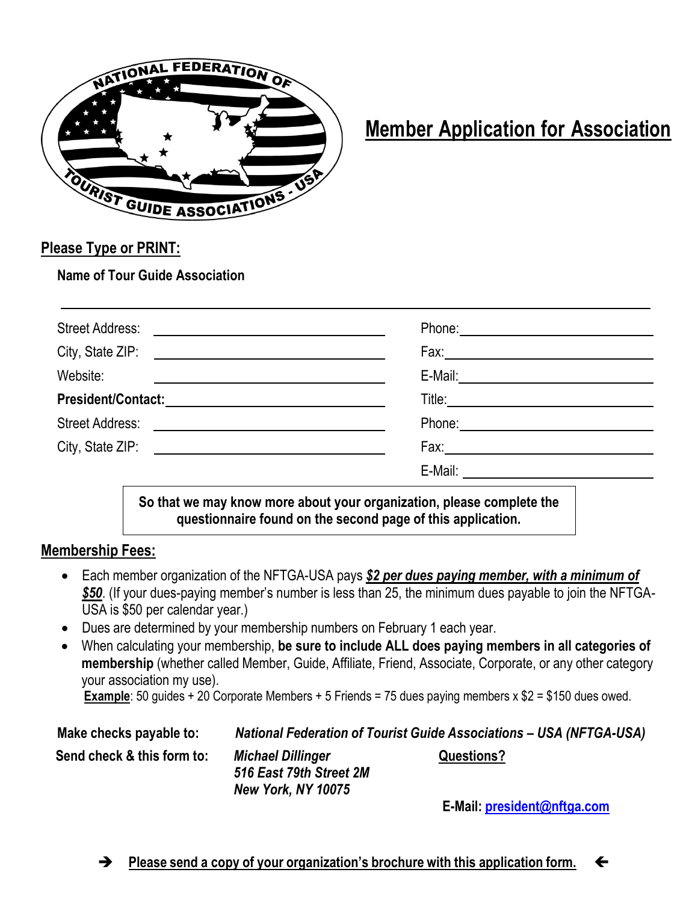# Member Application for Association

## Please Type or PRINT:

**Name of Tour Guide Association**

______________________________________________

| | |
|---|---|
| Street Address: ______________ | Phone: ______________ |
| City, State ZIP: ______________ | Fax: ______________ |
| Website: ______________ | E-Mail: ______________ |
| **President/Contact:** ______________ | Title: ______________ |
| Street Address: ______________ | Phone: ______________ |
| City, State ZIP: ______________ | Fax: ______________ |
| | E-Mail: ______________ |

**So that we may know more about your organization, please complete the questionnaire found on the second page of this application.**

## Membership Fees:

- Each member organization of the NFTGA-USA pays ***$2 per dues paying member, with a minimum of $50***. (If your dues-paying member's number is less than 25, the minimum dues payable to join the NFTGA-USA is $50 per calendar year.)
- Dues are determined by your membership numbers on February 1 each year.
- When calculating your membership, **be sure to include ALL does paying members in all categories of membership** (whether called Member, Guide, Affiliate, Friend, Associate, Corporate, or any other category your association my use).
  **Example**: 50 guides + 20 Corporate Members + 5 Friends = 75 dues paying members x $2 = $150 dues owed.

**Make checks payable to:** ***National Federation of Tourist Guide Associations – USA (NFTGA-USA)***

**Send check & this form to:**
***Michael Dillinger***
***516 East 79th Street 2M***
***New York, NY 10075***

**Questions?**

**E-Mail: president@nftga.com**

➔ **Please send a copy of your organization's brochure with this application form.** ➔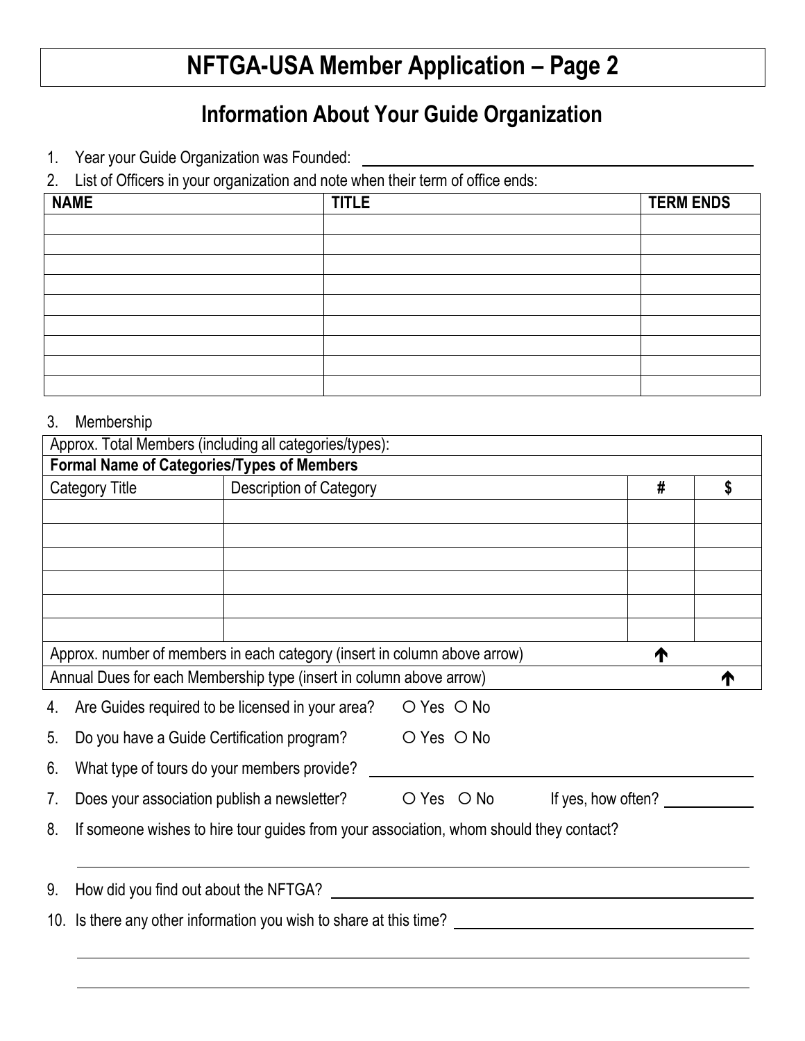# NFTGA-USA Member Application – Page 2

## Information About Your Guide Organization

1. Year your Guide Organization was Founded: ____________________
2. List of Officers in your organization and note when their term of office ends:

| NAME | TITLE | TERM ENDS |
|---|---|---|
| | | |
| | | |
| | | |
| | | |
| | | |
| | | |
| | | |
| | | |
| | | |

3. Membership

| Approx. Total Members (including all categories/types): | | | |
|---|---|---|---|
| **Formal Name of Categories/Types of Members** | | | |
| Category Title | Description of Category | # | $ |
| | | | |
| | | | |
| | | | |
| | | | |
| | | | |
| | | | |
| Approx. number of members in each category (insert in column above arrow) | | ↑ | |
| Annual Dues for each Membership type (insert in column above arrow) | | | ↑ |

4. Are Guides required to be licensed in your area? ○ Yes ○ No
5. Do you have a Guide Certification program? ○ Yes ○ No
6. What type of tours do your members provide? ____________________
7. Does your association publish a newsletter? ○ Yes ○ No If yes, how often? __________
8. If someone wishes to hire tour guides from your association, whom should they contact?

____________________

9. How did you find out about the NFTGA? ____________________
10. Is there any other information you wish to share at this time? ____________________

____________________

____________________